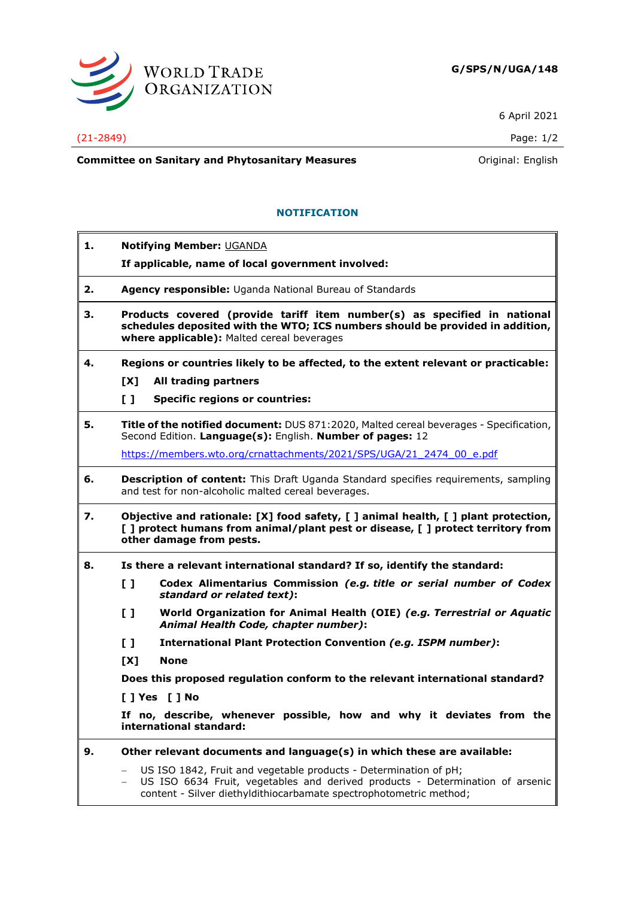WORLD TRADE ORGANIZATION

**G/SPS/N/UGA/148**

6 April 2021

(21-2849)

Page: 1/2

**Committee on Sanitary and Phytosanitary Measures**

Original: English

## NOTIFICATION

**1. Notifying Member:** UGANDA

**If applicable, name of local government involved:**

**2. Agency responsible:** Uganda National Bureau of Standards

**3. Products covered (provide tariff item number(s) as specified in national schedules deposited with the WTO; ICS numbers should be provided in addition, where applicable):** Malted cereal beverages

**4. Regions or countries likely to be affected, to the extent relevant or practicable:**

**[X] All trading partners**

**[ ] Specific regions or countries:**

**5. Title of the notified document:** DUS 871:2020, Malted cereal beverages - Specification, Second Edition. **Language(s):** English. **Number of pages:** 12

https://members.wto.org/crnattachments/2021/SPS/UGA/21_2474_00_e.pdf

**6. Description of content:** This Draft Uganda Standard specifies requirements, sampling and test for non-alcoholic malted cereal beverages.

**7. Objective and rationale: [X] food safety, [ ] animal health, [ ] plant protection, [ ] protect humans from animal/plant pest or disease, [ ] protect territory from other damage from pests.**

**8. Is there a relevant international standard? If so, identify the standard:**

**[ ] Codex Alimentarius Commission *(e.g. title or serial number of Codex standard or related text)*:**

**[ ] World Organization for Animal Health (OIE) *(e.g. Terrestrial or Aquatic Animal Health Code, chapter number)*:**

**[ ] International Plant Protection Convention *(e.g. ISPM number)*:**

**[X] None**

**Does this proposed regulation conform to the relevant international standard?**

**[ ] Yes [ ] No**

**If no, describe, whenever possible, how and why it deviates from the international standard:**

**9. Other relevant documents and language(s) in which these are available:**

- US ISO 1842, Fruit and vegetable products - Determination of pH;
- US ISO 6634 Fruit, vegetables and derived products - Determination of arsenic content - Silver diethyldithiocarbamate spectrophotometric method;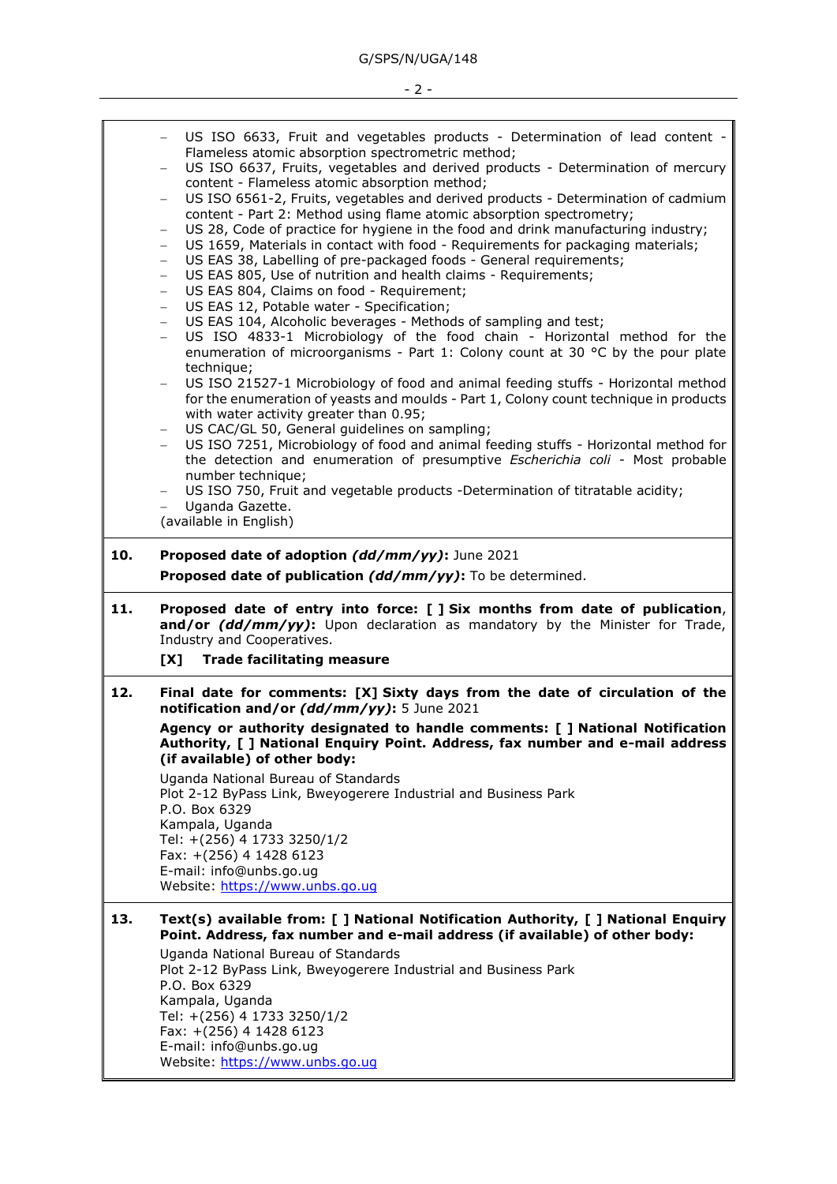- US ISO 6633, Fruit and vegetables products - Determination of lead content - Flameless atomic absorption spectrometric method;
- US ISO 6637, Fruits, vegetables and derived products - Determination of mercury content - Flameless atomic absorption method;
- US ISO 6561-2, Fruits, vegetables and derived products - Determination of cadmium content - Part 2: Method using flame atomic absorption spectrometry;
- US 28, Code of practice for hygiene in the food and drink manufacturing industry;
- US 1659, Materials in contact with food - Requirements for packaging materials;
- US EAS 38, Labelling of pre-packaged foods - General requirements;
- US EAS 805, Use of nutrition and health claims - Requirements;
- US EAS 804, Claims on food - Requirement;
- US EAS 12, Potable water - Specification;
- US EAS 104, Alcoholic beverages - Methods of sampling and test;
- US ISO 4833-1 Microbiology of the food chain - Horizontal method for the enumeration of microorganisms - Part 1: Colony count at 30 °C by the pour plate technique;
- US ISO 21527-1 Microbiology of food and animal feeding stuffs - Horizontal method for the enumeration of yeasts and moulds - Part 1, Colony count technique in products with water activity greater than 0.95;
- US CAC/GL 50, General guidelines on sampling;
- US ISO 7251, Microbiology of food and animal feeding stuffs - Horizontal method for the detection and enumeration of presumptive *Escherichia coli* - Most probable number technique;
- US ISO 750, Fruit and vegetable products -Determination of titratable acidity;
- Uganda Gazette.

(available in English)

**10.** **Proposed date of adoption *(dd/mm/yy)*:** June 2021

**Proposed date of publication *(dd/mm/yy)*:** To be determined.

**11.** **Proposed date of entry into force: [ ] Six months from date of publication**, **and/or *(dd/mm/yy)*:** Upon declaration as mandatory by the Minister for Trade, Industry and Cooperatives.

**[X] Trade facilitating measure**

**12.** **Final date for comments: [X] Sixty days from the date of circulation of the notification and/or *(dd/mm/yy)*:** 5 June 2021

**Agency or authority designated to handle comments: [ ] National Notification Authority, [ ] National Enquiry Point. Address, fax number and e-mail address (if available) of other body:**

Uganda National Bureau of Standards
Plot 2-12 ByPass Link, Bweyogerere Industrial and Business Park
P.O. Box 6329
Kampala, Uganda
Tel: +(256) 4 1733 3250/1/2
Fax: +(256) 4 1428 6123
E-mail: info@unbs.go.ug
Website: https://www.unbs.go.ug

**13.** **Text(s) available from: [ ] National Notification Authority, [ ] National Enquiry Point. Address, fax number and e-mail address (if available) of other body:**

Uganda National Bureau of Standards
Plot 2-12 ByPass Link, Bweyogerere Industrial and Business Park
P.O. Box 6329
Kampala, Uganda
Tel: +(256) 4 1733 3250/1/2
Fax: +(256) 4 1428 6123
E-mail: info@unbs.go.ug
Website: https://www.unbs.go.ug